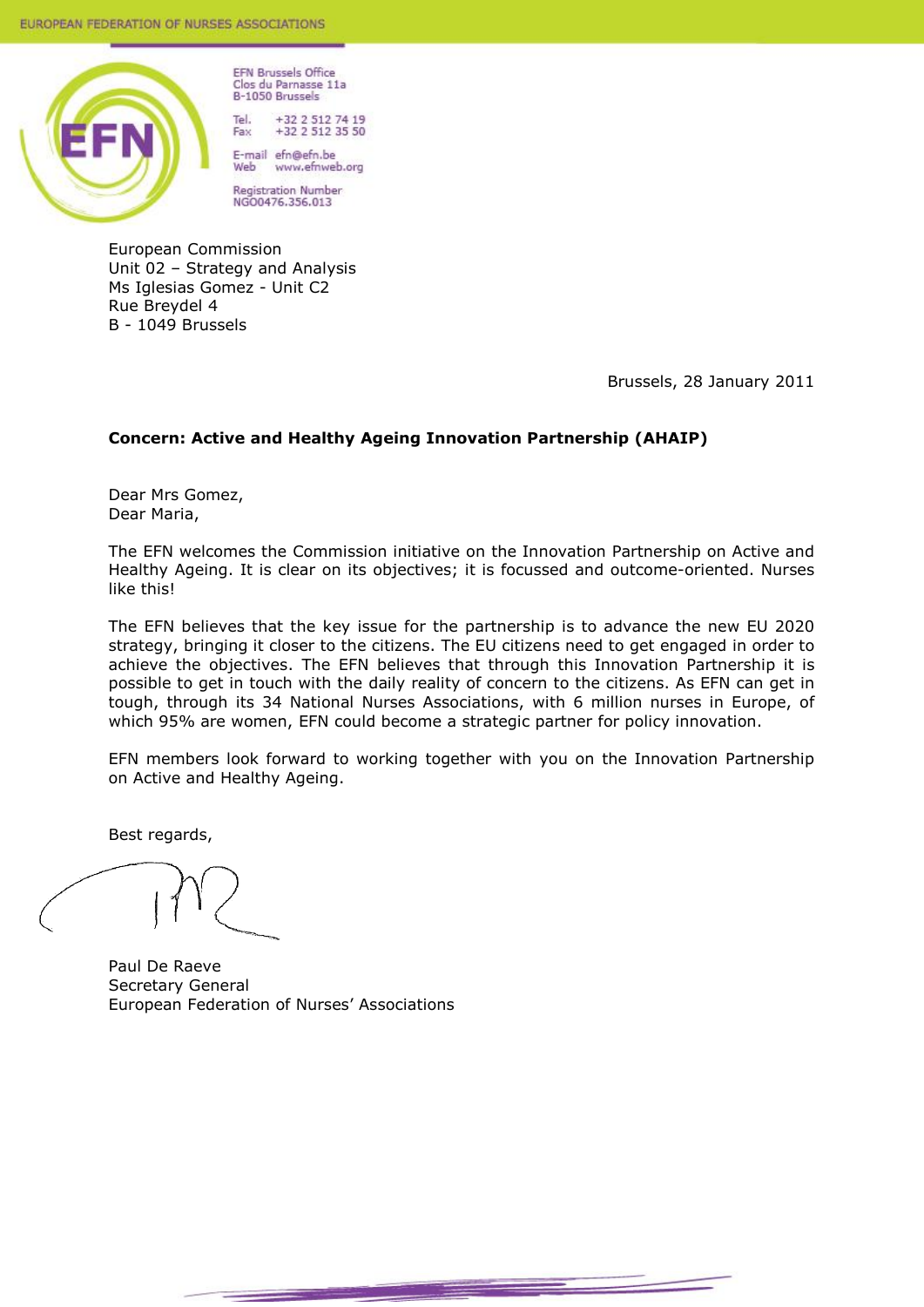EFN Brussels Office
Clos du Parnasse 11a
B-1050 Brussels

Tel. +32 2 512 74 19
Fax +32 2 512 35 50

E-mail efn@efn.be
Web www.efnweb.org

Registration Number
NGO0476.356.013

European Commission
Unit 02 – Strategy and Analysis
Ms Iglesias Gomez - Unit C2
Rue Breydel 4
B - 1049 Brussels

Brussels, 28 January 2011

**Concern: Active and Healthy Ageing Innovation Partnership (AHAIP)**

Dear Mrs Gomez,
Dear Maria,

The EFN welcomes the Commission initiative on the Innovation Partnership on Active and Healthy Ageing. It is clear on its objectives; it is focussed and outcome-oriented. Nurses like this!

The EFN believes that the key issue for the partnership is to advance the new EU 2020 strategy, bringing it closer to the citizens. The EU citizens need to get engaged in order to achieve the objectives. The EFN believes that through this Innovation Partnership it is possible to get in touch with the daily reality of concern to the citizens. As EFN can get in tough, through its 34 National Nurses Associations, with 6 million nurses in Europe, of which 95% are women, EFN could become a strategic partner for policy innovation.

EFN members look forward to working together with you on the Innovation Partnership on Active and Healthy Ageing.

Best regards,

Paul De Raeve
Secretary General
European Federation of Nurses' Associations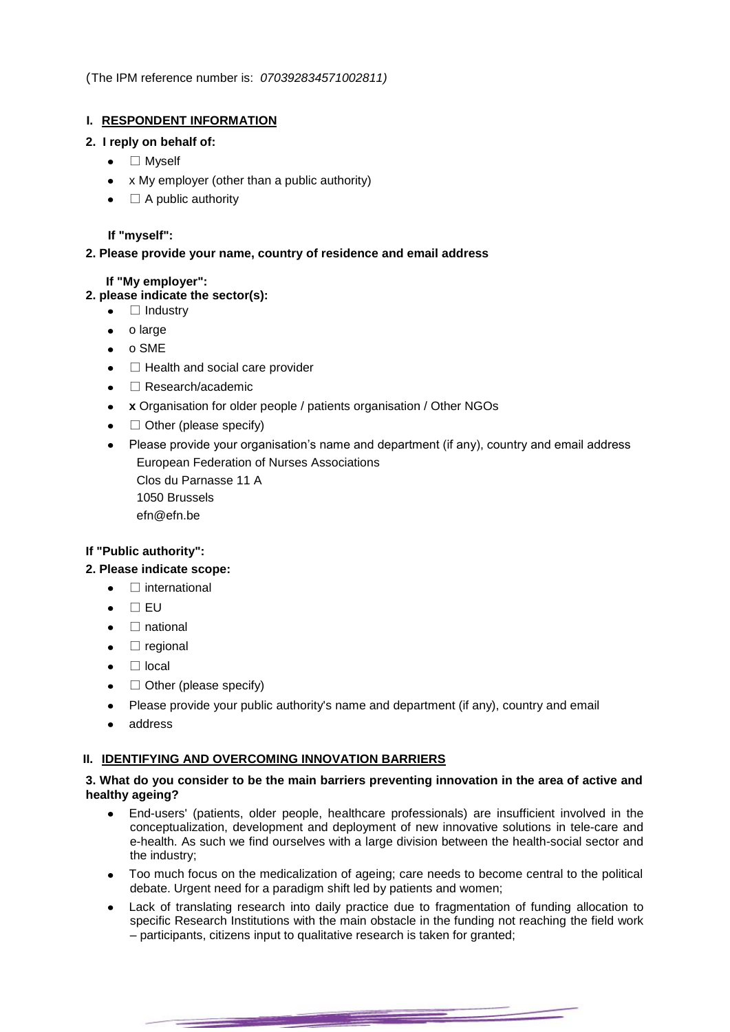(The IPM reference number is: *070392834571002811)*

### I. RESPONDENT INFORMATION

**2. I reply on behalf of:**

- ☐ Myself
- x My employer (other than a public authority)
- ☐ A public authority

**If "myself":**

**2. Please provide your name, country of residence and email address**

**If "My employer":**

**2. please indicate the sector(s):**

- ☐ Industry
- o large
- o SME
- ☐ Health and social care provider
- ☐ Research/academic
- **x** Organisation for older people / patients organisation / Other NGOs
- ☐ Other (please specify)
- Please provide your organisation's name and department (if any), country and email address
  European Federation of Nurses Associations
  Clos du Parnasse 11 A
  1050 Brussels
  efn@efn.be

**If "Public authority":**

**2. Please indicate scope:**

- ☐ international
- ☐ EU
- ☐ national
- ☐ regional
- ☐ local
- ☐ Other (please specify)
- Please provide your public authority's name and department (if any), country and email
- address

### II. IDENTIFYING AND OVERCOMING INNOVATION BARRIERS

**3. What do you consider to be the main barriers preventing innovation in the area of active and healthy ageing?**

- End-users' (patients, older people, healthcare professionals) are insufficient involved in the conceptualization, development and deployment of new innovative solutions in tele-care and e-health. As such we find ourselves with a large division between the health-social sector and the industry;
- Too much focus on the medicalization of ageing; care needs to become central to the political debate. Urgent need for a paradigm shift led by patients and women;
- Lack of translating research into daily practice due to fragmentation of funding allocation to specific Research Institutions with the main obstacle in the funding not reaching the field work – participants, citizens input to qualitative research is taken for granted;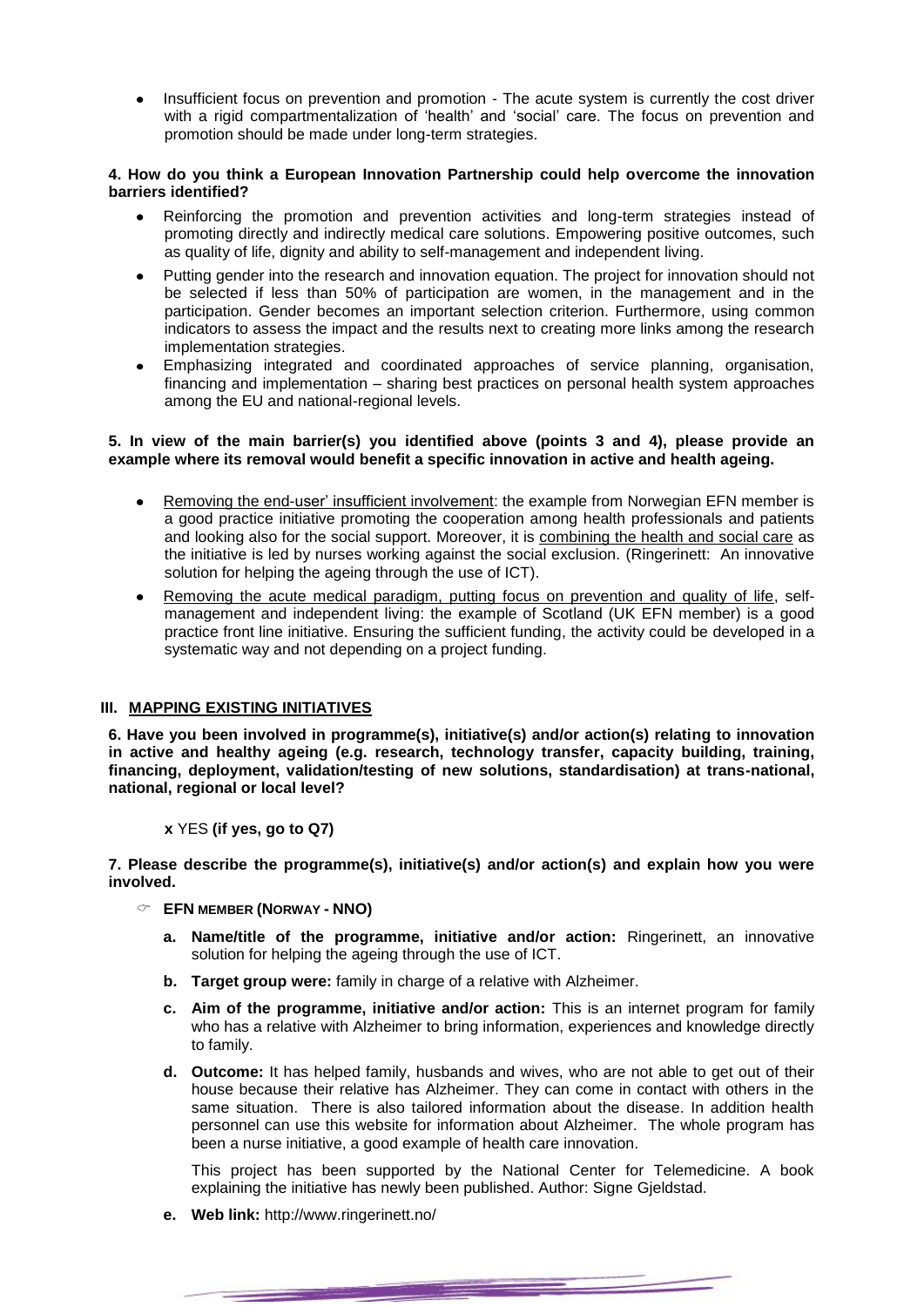- Insufficient focus on prevention and promotion - The acute system is currently the cost driver with a rigid compartmentalization of 'health' and 'social' care. The focus on prevention and promotion should be made under long-term strategies.

**4. How do you think a European Innovation Partnership could help overcome the innovation barriers identified?**

- Reinforcing the promotion and prevention activities and long-term strategies instead of promoting directly and indirectly medical care solutions. Empowering positive outcomes, such as quality of life, dignity and ability to self-management and independent living.
- Putting gender into the research and innovation equation. The project for innovation should not be selected if less than 50% of participation are women, in the management and in the participation. Gender becomes an important selection criterion. Furthermore, using common indicators to assess the impact and the results next to creating more links among the research implementation strategies.
- Emphasizing integrated and coordinated approaches of service planning, organisation, financing and implementation – sharing best practices on personal health system approaches among the EU and national-regional levels.

**5. In view of the main barrier(s) you identified above (points 3 and 4), please provide an example where its removal would benefit a specific innovation in active and health ageing.**

- <u>Removing the end-user' insufficient involvement</u>: the example from Norwegian EFN member is a good practice initiative promoting the cooperation among health professionals and patients and looking also for the social support. Moreover, it is <u>combining the health and social care</u> as the initiative is led by nurses working against the social exclusion. (Ringerinett: An innovative solution for helping the ageing through the use of ICT).
- <u>Removing the acute medical paradigm, putting focus on prevention and quality of life</u>, self-management and independent living: the example of Scotland (UK EFN member) is a good practice front line initiative. Ensuring the sufficient funding, the activity could be developed in a systematic way and not depending on a project funding.

## III. MAPPING EXISTING INITIATIVES

**6. Have you been involved in programme(s), initiative(s) and/or action(s) relating to innovation in active and healthy ageing (e.g. research, technology transfer, capacity building, training, financing, deployment, validation/testing of new solutions, standardisation) at trans-national, national, regional or local level?**

**x** YES **(if yes, go to Q7)**

**7. Please describe the programme(s), initiative(s) and/or action(s) and explain how you were involved.**

- **EFN MEMBER (NORWAY - NNO)**
  - **a. Name/title of the programme, initiative and/or action:** Ringerinett, an innovative solution for helping the ageing through the use of ICT.
  - **b. Target group were:** family in charge of a relative with Alzheimer.
  - **c. Aim of the programme, initiative and/or action:** This is an internet program for family who has a relative with Alzheimer to bring information, experiences and knowledge directly to family.
  - **d. Outcome:** It has helped family, husbands and wives, who are not able to get out of their house because their relative has Alzheimer. They can come in contact with others in the same situation. There is also tailored information about the disease. In addition health personnel can use this website for information about Alzheimer. The whole program has been a nurse initiative, a good example of health care innovation.

    This project has been supported by the National Center for Telemedicine. A book explaining the initiative has newly been published. Author: Signe Gjeldstad.
  - **e. Web link:** http://www.ringerinett.no/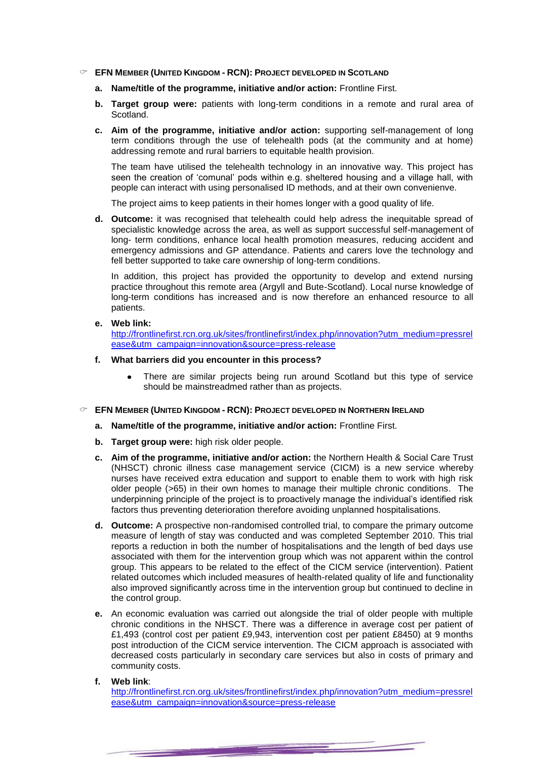- **EFN MEMBER (UNITED KINGDOM - RCN): PROJECT DEVELOPED IN SCOTLAND**

  a. **Name/title of the programme, initiative and/or action:** Frontline First.

  b. **Target group were:** patients with long-term conditions in a remote and rural area of Scotland.

  c. **Aim of the programme, initiative and/or action:** supporting self-management of long term conditions through the use of telehealth pods (at the community and at home) addressing remote and rural barriers to equitable health provision.

     The team have utilised the telehealth technology in an innovative way. This project has seen the creation of 'comunal' pods within e.g. sheltered housing and a village hall, with people can interact with using personalised ID methods, and at their own convenienve.

     The project aims to keep patients in their homes longer with a good quality of life.

  d. **Outcome:** it was recognised that telehealth could help adress the inequitable spread of specialistic knowledge across the area, as well as support successful self-management of long- term conditions, enhance local health promotion measures, reducing accident and emergency admissions and GP attendance. Patients and carers love the technology and fell better supported to take care ownership of long-term conditions.

     In addition, this project has provided the opportunity to develop and extend nursing practice throughout this remote area (Argyll and Bute-Scotland). Local nurse knowledge of long-term conditions has increased and is now therefore an enhanced resource to all patients.

  e. **Web link:**
     http://frontlinefirst.rcn.org.uk/sites/frontlinefirst/index.php/innovation?utm_medium=pressrelease&utm_campaign=innovation&source=press-release

  f. **What barriers did you encounter in this process?**

     - There are similar projects being run around Scotland but this type of service should be mainstreadmed rather than as projects.

- **EFN MEMBER (UNITED KINGDOM - RCN): PROJECT DEVELOPED IN NORTHERN IRELAND**

  a. **Name/title of the programme, initiative and/or action:** Frontline First.

  b. **Target group were:** high risk older people.

  c. **Aim of the programme, initiative and/or action:** the Northern Health & Social Care Trust (NHSCT) chronic illness case management service (CICM) is a new service whereby nurses have received extra education and support to enable them to work with high risk older people (>65) in their own homes to manage their multiple chronic conditions. The underpinning principle of the project is to proactively manage the individual's identified risk factors thus preventing deterioration therefore avoiding unplanned hospitalisations.

  d. **Outcome:** A prospective non-randomised controlled trial, to compare the primary outcome measure of length of stay was conducted and was completed September 2010. This trial reports a reduction in both the number of hospitalisations and the length of bed days use associated with them for the intervention group which was not apparent within the control group. This appears to be related to the effect of the CICM service (intervention). Patient related outcomes which included measures of health-related quality of life and functionality also improved significantly across time in the intervention group but continued to decline in the control group.

  e. An economic evaluation was carried out alongside the trial of older people with multiple chronic conditions in the NHSCT. There was a difference in average cost per patient of £1,493 (control cost per patient £9,943, intervention cost per patient £8450) at 9 months post introduction of the CICM service intervention. The CICM approach is associated with decreased costs particularly in secondary care services but also in costs of primary and community costs.

  f. **Web link**:
     http://frontlinefirst.rcn.org.uk/sites/frontlinefirst/index.php/innovation?utm_medium=pressrelease&utm_campaign=innovation&source=press-release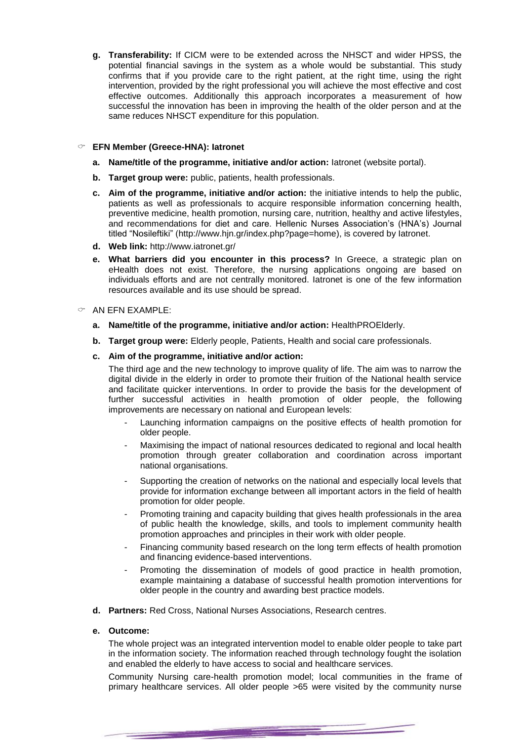g. **Transferability:** If CICM were to be extended across the NHSCT and wider HPSS, the potential financial savings in the system as a whole would be substantial. This study confirms that if you provide care to the right patient, at the right time, using the right intervention, provided by the right professional you will achieve the most effective and cost effective outcomes. Additionally this approach incorporates a measurement of how successful the innovation has been in improving the health of the older person and at the same reduces NHSCT expenditure for this population.

- **EFN Member (Greece-HNA): Iatronet**

  a. **Name/title of the programme, initiative and/or action:** Iatronet (website portal).

  b. **Target group were:** public, patients, health professionals.

  c. **Aim of the programme, initiative and/or action:** the initiative intends to help the public, patients as well as professionals to acquire responsible information concerning health, preventive medicine, health promotion, nursing care, nutrition, healthy and active lifestyles, and recommendations for diet and care. Hellenic Nurses Association's (HNA's) Journal titled "Nosileftiki" (http://www.hjn.gr/index.php?page=home), is covered by Iatronet.

  d. **Web link:** http://www.iatronet.gr/

  e. **What barriers did you encounter in this process?** In Greece, a strategic plan on eHealth does not exist. Therefore, the nursing applications ongoing are based on individuals efforts and are not centrally monitored. Iatronet is one of the few information resources available and its use should be spread.

- AN EFN EXAMPLE:

  a. **Name/title of the programme, initiative and/or action:** HealthPROElderly.

  b. **Target group were:** Elderly people, Patients, Health and social care professionals.

  c. **Aim of the programme, initiative and/or action:**

     The third age and the new technology to improve quality of life. The aim was to narrow the digital divide in the elderly in order to promote their fruition of the National health service and facilitate quicker interventions. In order to provide the basis for the development of further successful activities in health promotion of older people, the following improvements are necessary on national and European levels:

     - Launching information campaigns on the positive effects of health promotion for older people.
     - Maximising the impact of national resources dedicated to regional and local health promotion through greater collaboration and coordination across important national organisations.
     - Supporting the creation of networks on the national and especially local levels that provide for information exchange between all important actors in the field of health promotion for older people.
     - Promoting training and capacity building that gives health professionals in the area of public health the knowledge, skills, and tools to implement community health promotion approaches and principles in their work with older people.
     - Financing community based research on the long term effects of health promotion and financing evidence-based interventions.
     - Promoting the dissemination of models of good practice in health promotion, example maintaining a database of successful health promotion interventions for older people in the country and awarding best practice models.

  d. **Partners:** Red Cross, National Nurses Associations, Research centres.

  e. **Outcome:**

     The whole project was an integrated intervention model to enable older people to take part in the information society. The information reached through technology fought the isolation and enabled the elderly to have access to social and healthcare services.

     Community Nursing care-health promotion model; local communities in the frame of primary healthcare services. All older people >65 were visited by the community nurse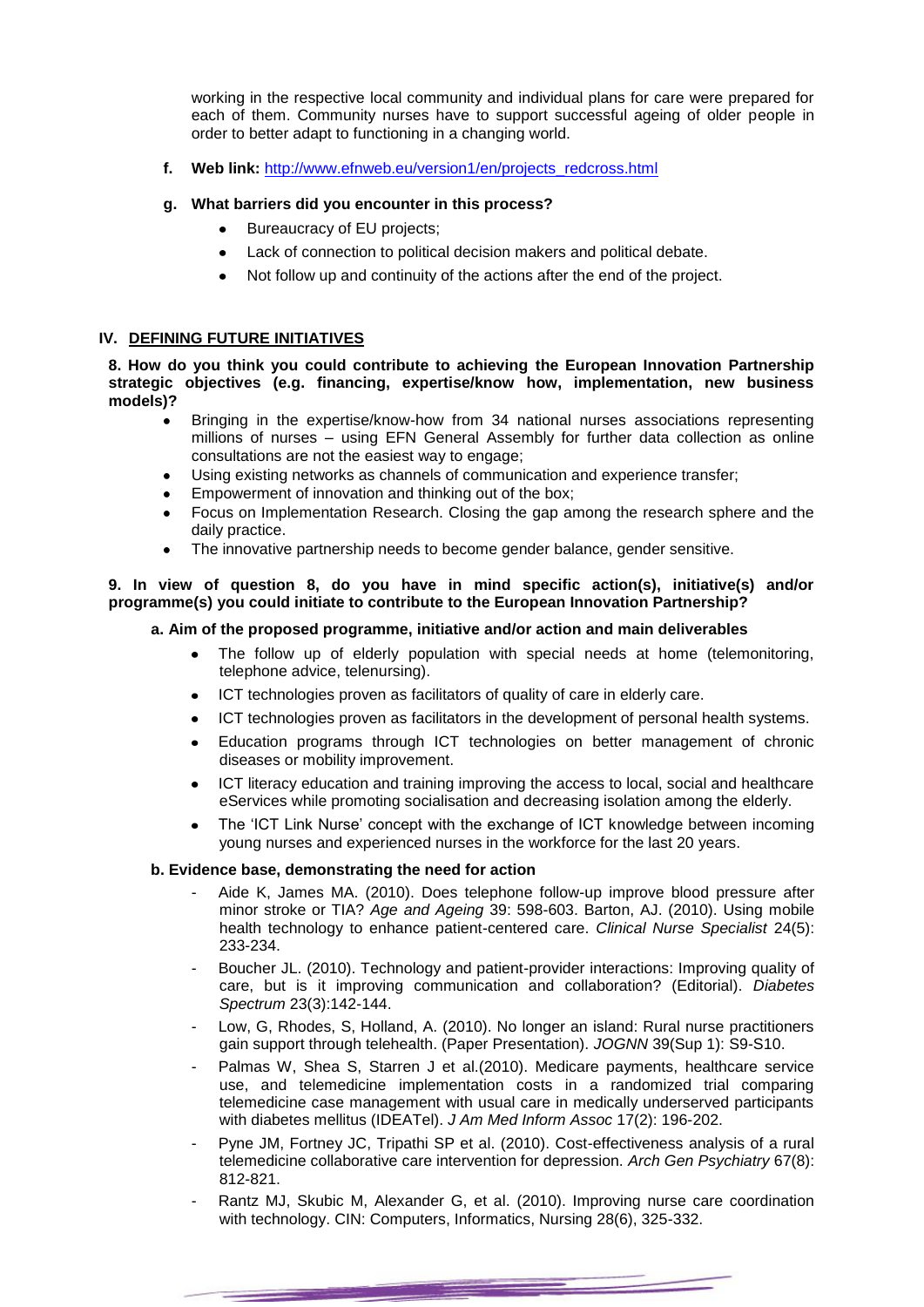working in the respective local community and individual plans for care were prepared for each of them. Community nurses have to support successful ageing of older people in order to better adapt to functioning in a changing world.

**f. Web link:** http://www.efnweb.eu/version1/en/projects_redcross.html

**g. What barriers did you encounter in this process?**

- Bureaucracy of EU projects;
- Lack of connection to political decision makers and political debate.
- Not follow up and continuity of the actions after the end of the project.

## IV. DEFINING FUTURE INITIATIVES

**8. How do you think you could contribute to achieving the European Innovation Partnership strategic objectives (e.g. financing, expertise/know how, implementation, new business models)?**

- Bringing in the expertise/know-how from 34 national nurses associations representing millions of nurses – using EFN General Assembly for further data collection as online consultations are not the easiest way to engage;
- Using existing networks as channels of communication and experience transfer;
- Empowerment of innovation and thinking out of the box;
- Focus on Implementation Research. Closing the gap among the research sphere and the daily practice.
- The innovative partnership needs to become gender balance, gender sensitive.

**9. In view of question 8, do you have in mind specific action(s), initiative(s) and/or programme(s) you could initiate to contribute to the European Innovation Partnership?**

**a. Aim of the proposed programme, initiative and/or action and main deliverables**

- The follow up of elderly population with special needs at home (telemonitoring, telephone advice, telenursing).
- ICT technologies proven as facilitators of quality of care in elderly care.
- ICT technologies proven as facilitators in the development of personal health systems.
- Education programs through ICT technologies on better management of chronic diseases or mobility improvement.
- ICT literacy education and training improving the access to local, social and healthcare eServices while promoting socialisation and decreasing isolation among the elderly.
- The 'ICT Link Nurse' concept with the exchange of ICT knowledge between incoming young nurses and experienced nurses in the workforce for the last 20 years.

**b. Evidence base, demonstrating the need for action**

- Aide K, James MA. (2010). Does telephone follow-up improve blood pressure after minor stroke or TIA? *Age and Ageing* 39: 598-603. Barton, AJ. (2010). Using mobile health technology to enhance patient-centered care. *Clinical Nurse Specialist* 24(5): 233-234.
- Boucher JL. (2010). Technology and patient-provider interactions: Improving quality of care, but is it improving communication and collaboration? (Editorial). *Diabetes Spectrum* 23(3):142-144.
- Low, G, Rhodes, S, Holland, A. (2010). No longer an island: Rural nurse practitioners gain support through telehealth. (Paper Presentation). *JOGNN* 39(Sup 1): S9-S10.
- Palmas W, Shea S, Starren J et al.(2010). Medicare payments, healthcare service use, and telemedicine implementation costs in a randomized trial comparing telemedicine case management with usual care in medically underserved participants with diabetes mellitus (IDEATel). *J Am Med Inform Assoc* 17(2): 196-202.
- Pyne JM, Fortney JC, Tripathi SP et al. (2010). Cost-effectiveness analysis of a rural telemedicine collaborative care intervention for depression. *Arch Gen Psychiatry* 67(8): 812-821.
- Rantz MJ, Skubic M, Alexander G, et al. (2010). Improving nurse care coordination with technology. CIN: Computers, Informatics, Nursing 28(6), 325-332.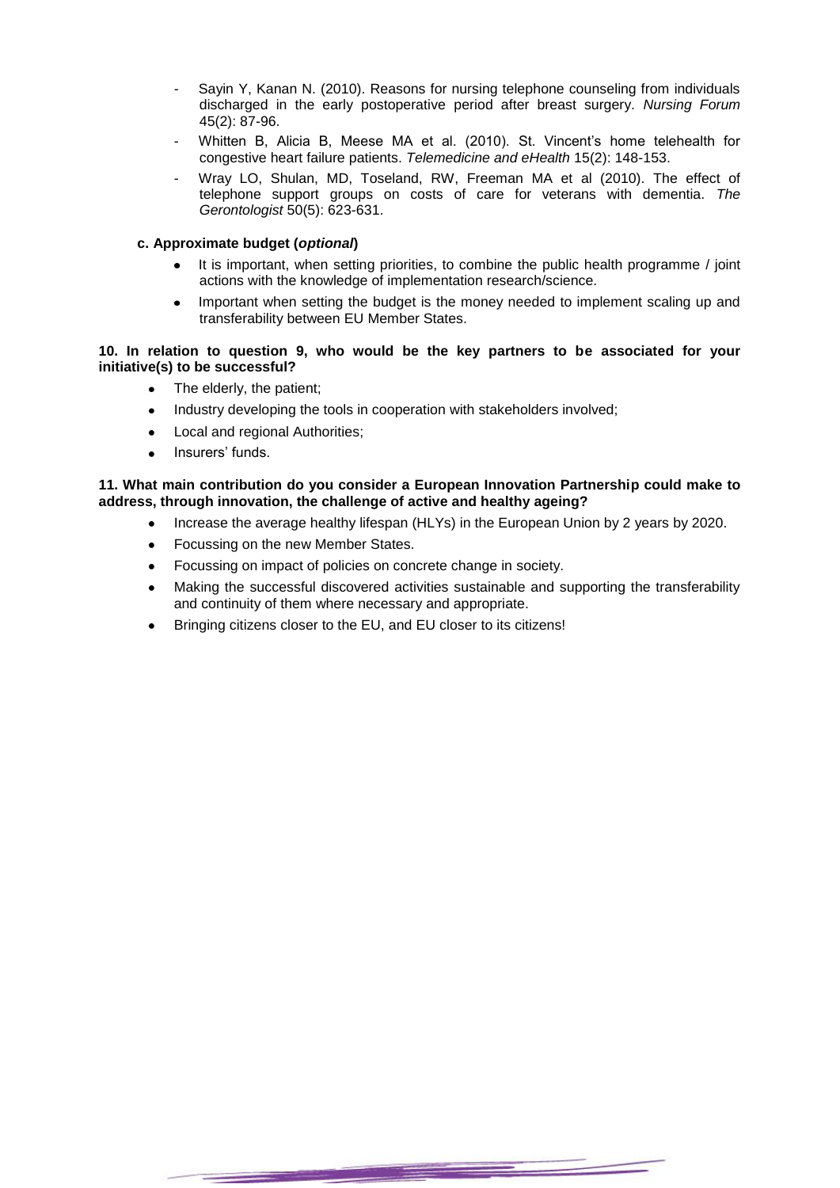- Sayin Y, Kanan N. (2010). Reasons for nursing telephone counseling from individuals discharged in the early postoperative period after breast surgery. *Nursing Forum* 45(2): 87-96.
- Whitten B, Alicia B, Meese MA et al. (2010). St. Vincent's home telehealth for congestive heart failure patients. *Telemedicine and eHealth* 15(2): 148-153.
- Wray LO, Shulan, MD, Toseland, RW, Freeman MA et al (2010). The effect of telephone support groups on costs of care for veterans with dementia. *The Gerontologist* 50(5): 623-631.

**c. Approximate budget (*optional*)**

- It is important, when setting priorities, to combine the public health programme / joint actions with the knowledge of implementation research/science.
- Important when setting the budget is the money needed to implement scaling up and transferability between EU Member States.

**10. In relation to question 9, who would be the key partners to be associated for your initiative(s) to be successful?**

- The elderly, the patient;
- Industry developing the tools in cooperation with stakeholders involved;
- Local and regional Authorities;
- Insurers' funds.

**11. What main contribution do you consider a European Innovation Partnership could make to address, through innovation, the challenge of active and healthy ageing?**

- Increase the average healthy lifespan (HLYs) in the European Union by 2 years by 2020.
- Focussing on the new Member States.
- Focussing on impact of policies on concrete change in society.
- Making the successful discovered activities sustainable and supporting the transferability and continuity of them where necessary and appropriate.
- Bringing citizens closer to the EU, and EU closer to its citizens!